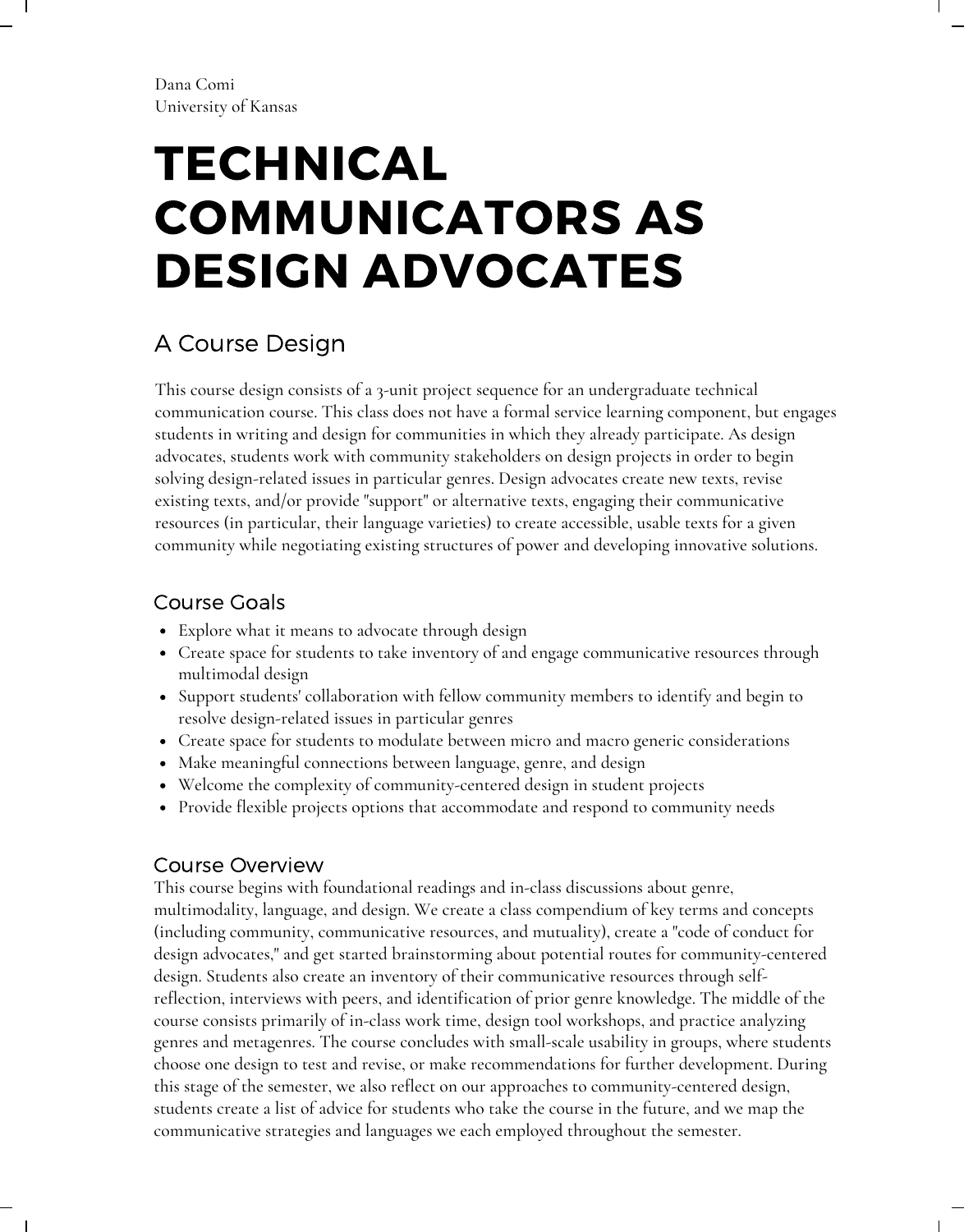Dana Comi
University of Kansas

# TECHNICAL COMMUNICATORS AS DESIGN ADVOCATES

## A Course Design

This course design consists of a 3-unit project sequence for an undergraduate technical communication course. This class does not have a formal service learning component, but engages students in writing and design for communities in which they already participate. As design advocates, students work with community stakeholders on design projects in order to begin solving design-related issues in particular genres. Design advocates create new texts, revise existing texts, and/or provide "support" or alternative texts, engaging their communicative resources (in particular, their language varieties) to create accessible, usable texts for a given community while negotiating existing structures of power and developing innovative solutions.

### Course Goals

- Explore what it means to advocate through design
- Create space for students to take inventory of and engage communicative resources through multimodal design
- Support students' collaboration with fellow community members to identify and begin to resolve design-related issues in particular genres
- Create space for students to modulate between micro and macro generic considerations
- Make meaningful connections between language, genre, and design
- Welcome the complexity of community-centered design in student projects
- Provide flexible projects options that accommodate and respond to community needs

### Course Overview

This course begins with foundational readings and in-class discussions about genre, multimodality, language, and design. We create a class compendium of key terms and concepts (including community, communicative resources, and mutuality), create a "code of conduct for design advocates," and get started brainstorming about potential routes for community-centered design. Students also create an inventory of their communicative resources through self-reflection, interviews with peers, and identification of prior genre knowledge. The middle of the course consists primarily of in-class work time, design tool workshops, and practice analyzing genres and metagenres. The course concludes with small-scale usability in groups, where students choose one design to test and revise, or make recommendations for further development. During this stage of the semester, we also reflect on our approaches to community-centered design, students create a list of advice for students who take the course in the future, and we map the communicative strategies and languages we each employed throughout the semester.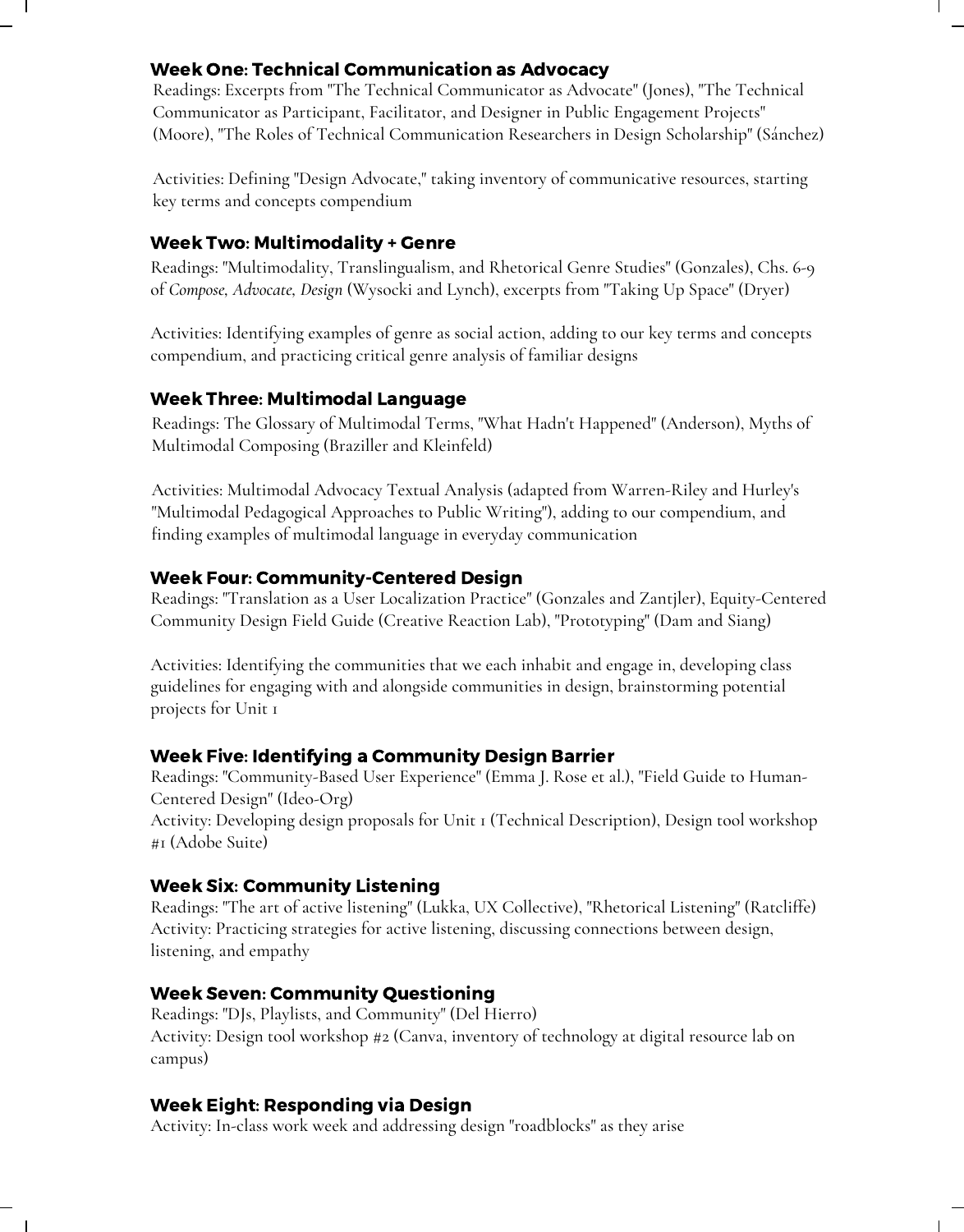### Week One: Technical Communication as Advocacy

Readings: Excerpts from "The Technical Communicator as Advocate" (Jones), "The Technical Communicator as Participant, Facilitator, and Designer in Public Engagement Projects" (Moore), "The Roles of Technical Communication Researchers in Design Scholarship" (Sánchez)

Activities: Defining "Design Advocate," taking inventory of communicative resources, starting key terms and concepts compendium

### Week Two: Multimodality + Genre

Readings: "Multimodality, Translingualism, and Rhetorical Genre Studies" (Gonzales), Chs. 6-9 of *Compose, Advocate, Design* (Wysocki and Lynch), excerpts from "Taking Up Space" (Dryer)

Activities: Identifying examples of genre as social action, adding to our key terms and concepts compendium, and practicing critical genre analysis of familiar designs

### Week Three: Multimodal Language

Readings: The Glossary of Multimodal Terms, "What Hadn't Happened" (Anderson), Myths of Multimodal Composing (Braziller and Kleinfeld)

Activities: Multimodal Advocacy Textual Analysis (adapted from Warren-Riley and Hurley's "Multimodal Pedagogical Approaches to Public Writing"), adding to our compendium, and finding examples of multimodal language in everyday communication

### Week Four: Community-Centered Design

Readings: "Translation as a User Localization Practice" (Gonzales and Zantjler), Equity-Centered Community Design Field Guide (Creative Reaction Lab), "Prototyping" (Dam and Siang)

Activities: Identifying the communities that we each inhabit and engage in, developing class guidelines for engaging with and alongside communities in design, brainstorming potential projects for Unit 1

### Week Five: Identifying a Community Design Barrier

Readings: "Community-Based User Experience" (Emma J. Rose et al.), "Field Guide to Human-Centered Design" (Ideo-Org)
Activity: Developing design proposals for Unit 1 (Technical Description), Design tool workshop #1 (Adobe Suite)

### Week Six: Community Listening

Readings: "The art of active listening" (Lukka, UX Collective), "Rhetorical Listening" (Ratcliffe)
Activity: Practicing strategies for active listening, discussing connections between design, listening, and empathy

### Week Seven: Community Questioning

Readings: "DJs, Playlists, and Community" (Del Hierro)
Activity: Design tool workshop #2 (Canva, inventory of technology at digital resource lab on campus)

### Week Eight: Responding via Design

Activity: In-class work week and addressing design "roadblocks" as they arise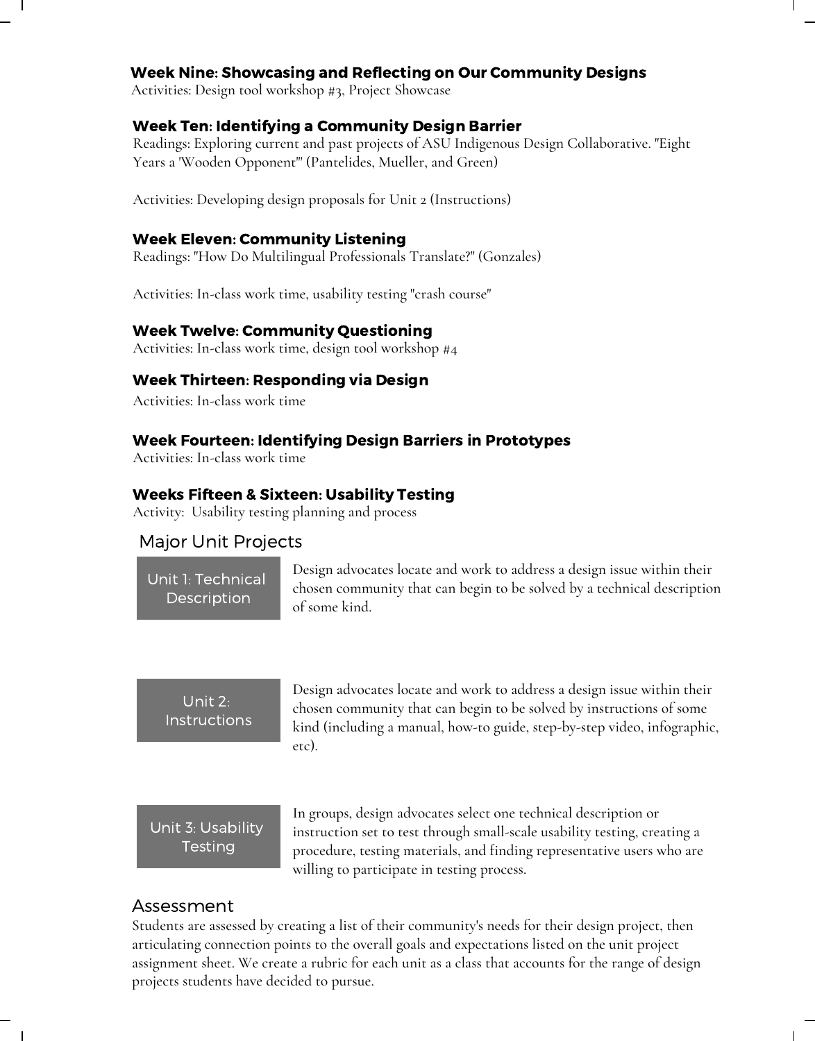### Week Nine: Showcasing and Reflecting on Our Community Designs

Activities: Design tool workshop #3, Project Showcase

### Week Ten: Identifying a Community Design Barrier

Readings: Exploring current and past projects of ASU Indigenous Design Collaborative. "Eight Years a 'Wooden Opponent'" (Pantelides, Mueller, and Green)

Activities: Developing design proposals for Unit 2 (Instructions)

### Week Eleven: Community Listening

Readings: "How Do Multilingual Professionals Translate?" (Gonzales)

Activities: In-class work time, usability testing "crash course"

### Week Twelve: Community Questioning

Activities: In-class work time, design tool workshop #4

### Week Thirteen: Responding via Design

Activities: In-class work time

### Week Fourteen: Identifying Design Barriers in Prototypes

Activities: In-class work time

### Weeks Fifteen & Sixteen: Usability Testing

Activity: Usability testing planning and process

## Major Unit Projects

**Unit 1: Technical Description**

Design advocates locate and work to address a design issue within their chosen community that can begin to be solved by a technical description of some kind.

**Unit 2: Instructions**

Design advocates locate and work to address a design issue within their chosen community that can begin to be solved by instructions of some kind (including a manual, how-to guide, step-by-step video, infographic, etc).

**Unit 3: Usability Testing**

In groups, design advocates select one technical description or instruction set to test through small-scale usability testing, creating a procedure, testing materials, and finding representative users who are willing to participate in testing process.

## Assessment

Students are assessed by creating a list of their community's needs for their design project, then articulating connection points to the overall goals and expectations listed on the unit project assignment sheet. We create a rubric for each unit as a class that accounts for the range of design projects students have decided to pursue.